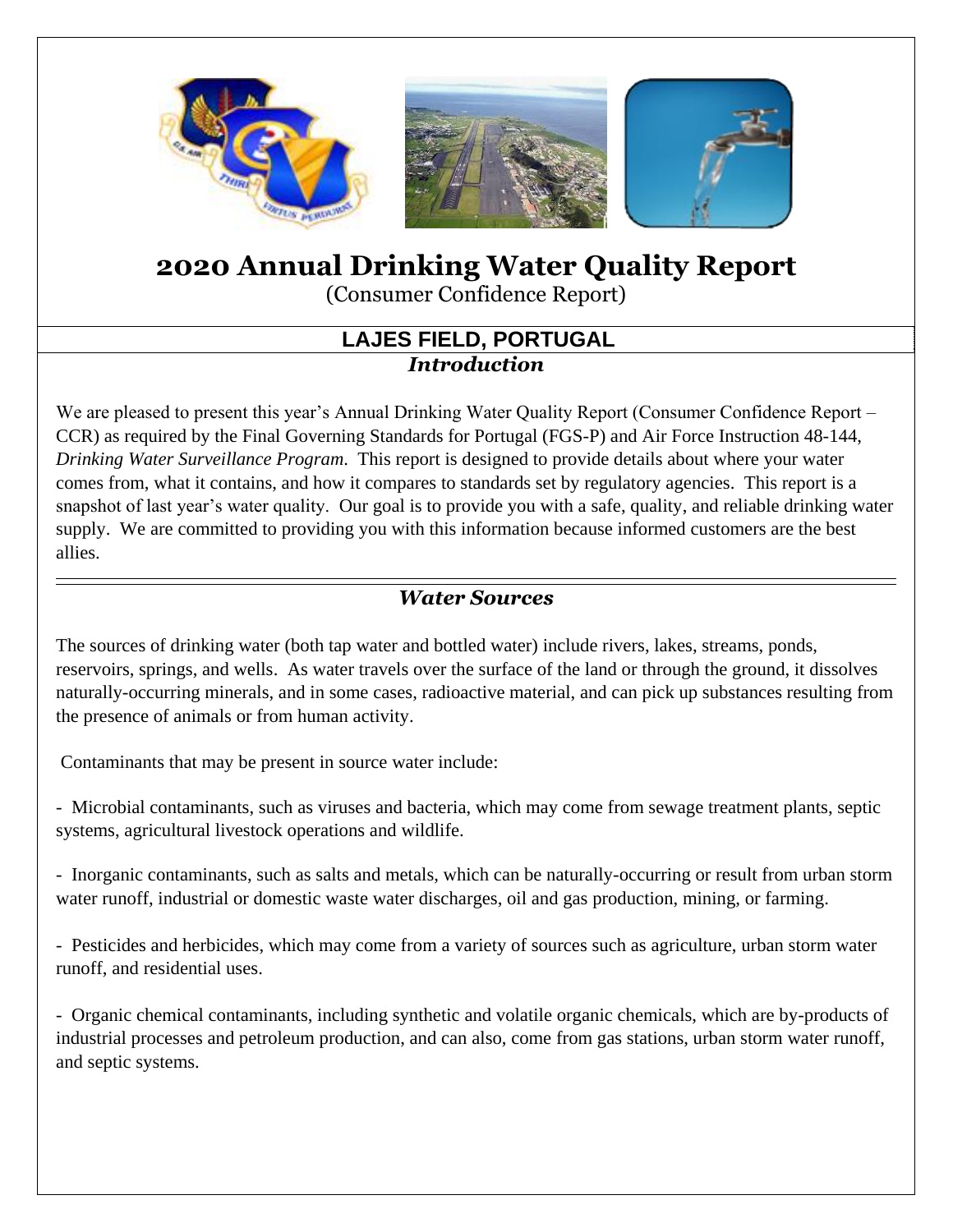# 2020 Annual Drinking Water Quality Report

(Consumer Confidence Report)

## LAJES FIELD, PORTUGAL

### *Introduction*

We are pleased to present this year's Annual Drinking Water Quality Report (Consumer Confidence Report – CCR) as required by the Final Governing Standards for Portugal (FGS-P) and Air Force Instruction 48-144, *Drinking Water Surveillance Program*. This report is designed to provide details about where your water comes from, what it contains, and how it compares to standards set by regulatory agencies. This report is a snapshot of last year's water quality. Our goal is to provide you with a safe, quality, and reliable drinking water supply. We are committed to providing you with this information because informed customers are the best allies.

### *Water Sources*

The sources of drinking water (both tap water and bottled water) include rivers, lakes, streams, ponds, reservoirs, springs, and wells. As water travels over the surface of the land or through the ground, it dissolves naturally-occurring minerals, and in some cases, radioactive material, and can pick up substances resulting from the presence of animals or from human activity.

Contaminants that may be present in source water include:

- Microbial contaminants, such as viruses and bacteria, which may come from sewage treatment plants, septic systems, agricultural livestock operations and wildlife.

- Inorganic contaminants, such as salts and metals, which can be naturally-occurring or result from urban storm water runoff, industrial or domestic waste water discharges, oil and gas production, mining, or farming.

- Pesticides and herbicides, which may come from a variety of sources such as agriculture, urban storm water runoff, and residential uses.

- Organic chemical contaminants, including synthetic and volatile organic chemicals, which are by-products of industrial processes and petroleum production, and can also, come from gas stations, urban storm water runoff, and septic systems.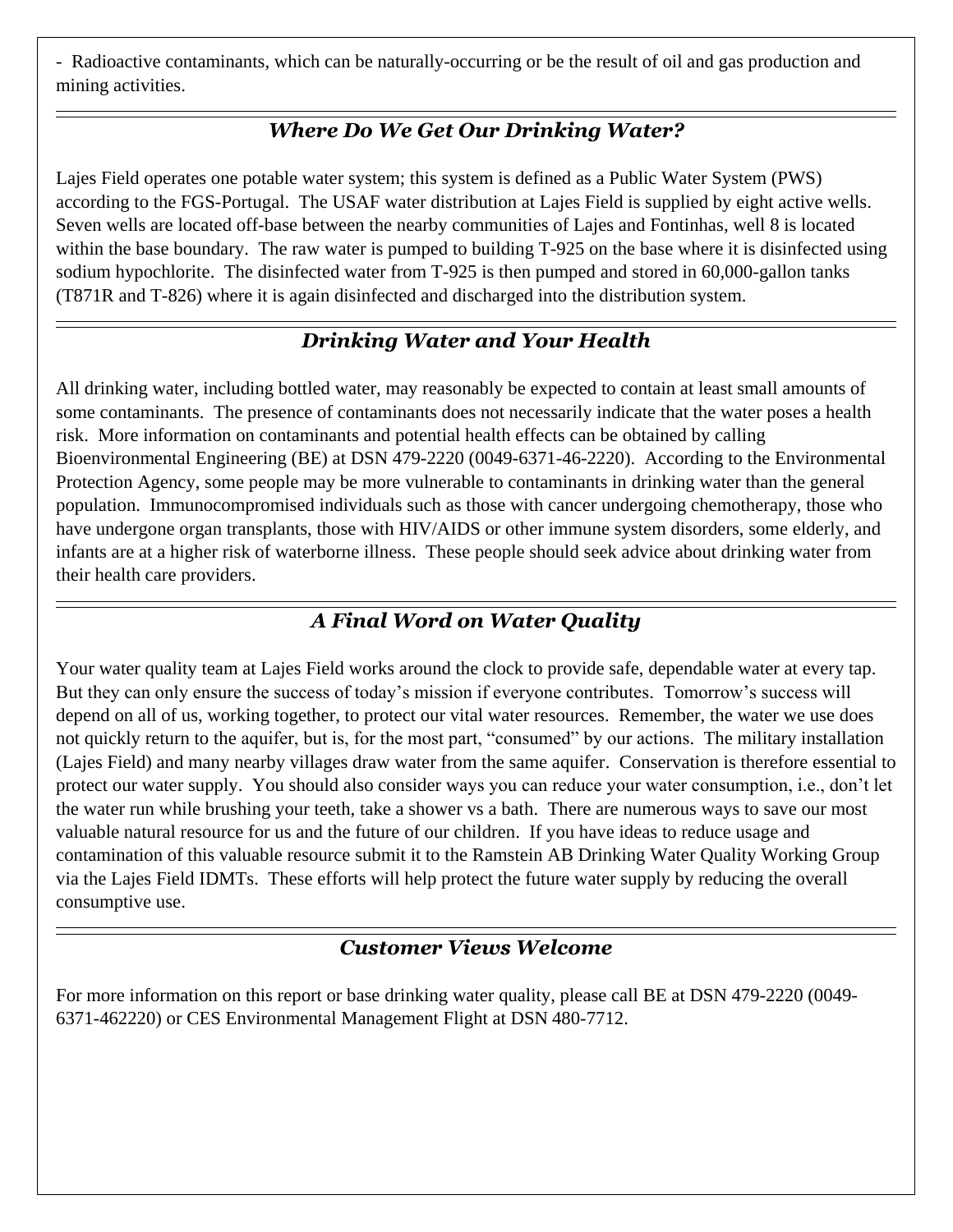- Radioactive contaminants, which can be naturally-occurring or be the result of oil and gas production and mining activities.

## *Where Do We Get Our Drinking Water?*

Lajes Field operates one potable water system; this system is defined as a Public Water System (PWS) according to the FGS-Portugal. The USAF water distribution at Lajes Field is supplied by eight active wells. Seven wells are located off-base between the nearby communities of Lajes and Fontinhas, well 8 is located within the base boundary. The raw water is pumped to building T-925 on the base where it is disinfected using sodium hypochlorite. The disinfected water from T-925 is then pumped and stored in 60,000-gallon tanks (T871R and T-826) where it is again disinfected and discharged into the distribution system.

## *Drinking Water and Your Health*

All drinking water, including bottled water, may reasonably be expected to contain at least small amounts of some contaminants. The presence of contaminants does not necessarily indicate that the water poses a health risk. More information on contaminants and potential health effects can be obtained by calling Bioenvironmental Engineering (BE) at DSN 479-2220 (0049-6371-46-2220). According to the Environmental Protection Agency, some people may be more vulnerable to contaminants in drinking water than the general population. Immunocompromised individuals such as those with cancer undergoing chemotherapy, those who have undergone organ transplants, those with HIV/AIDS or other immune system disorders, some elderly, and infants are at a higher risk of waterborne illness. These people should seek advice about drinking water from their health care providers.

## *A Final Word on Water Quality*

Your water quality team at Lajes Field works around the clock to provide safe, dependable water at every tap. But they can only ensure the success of today's mission if everyone contributes. Tomorrow's success will depend on all of us, working together, to protect our vital water resources. Remember, the water we use does not quickly return to the aquifer, but is, for the most part, "consumed" by our actions. The military installation (Lajes Field) and many nearby villages draw water from the same aquifer. Conservation is therefore essential to protect our water supply. You should also consider ways you can reduce your water consumption, i.e., don't let the water run while brushing your teeth, take a shower vs a bath. There are numerous ways to save our most valuable natural resource for us and the future of our children. If you have ideas to reduce usage and contamination of this valuable resource submit it to the Ramstein AB Drinking Water Quality Working Group via the Lajes Field IDMTs. These efforts will help protect the future water supply by reducing the overall consumptive use.

## *Customer Views Welcome*

For more information on this report or base drinking water quality, please call BE at DSN 479-2220 (0049-6371-462220) or CES Environmental Management Flight at DSN 480-7712.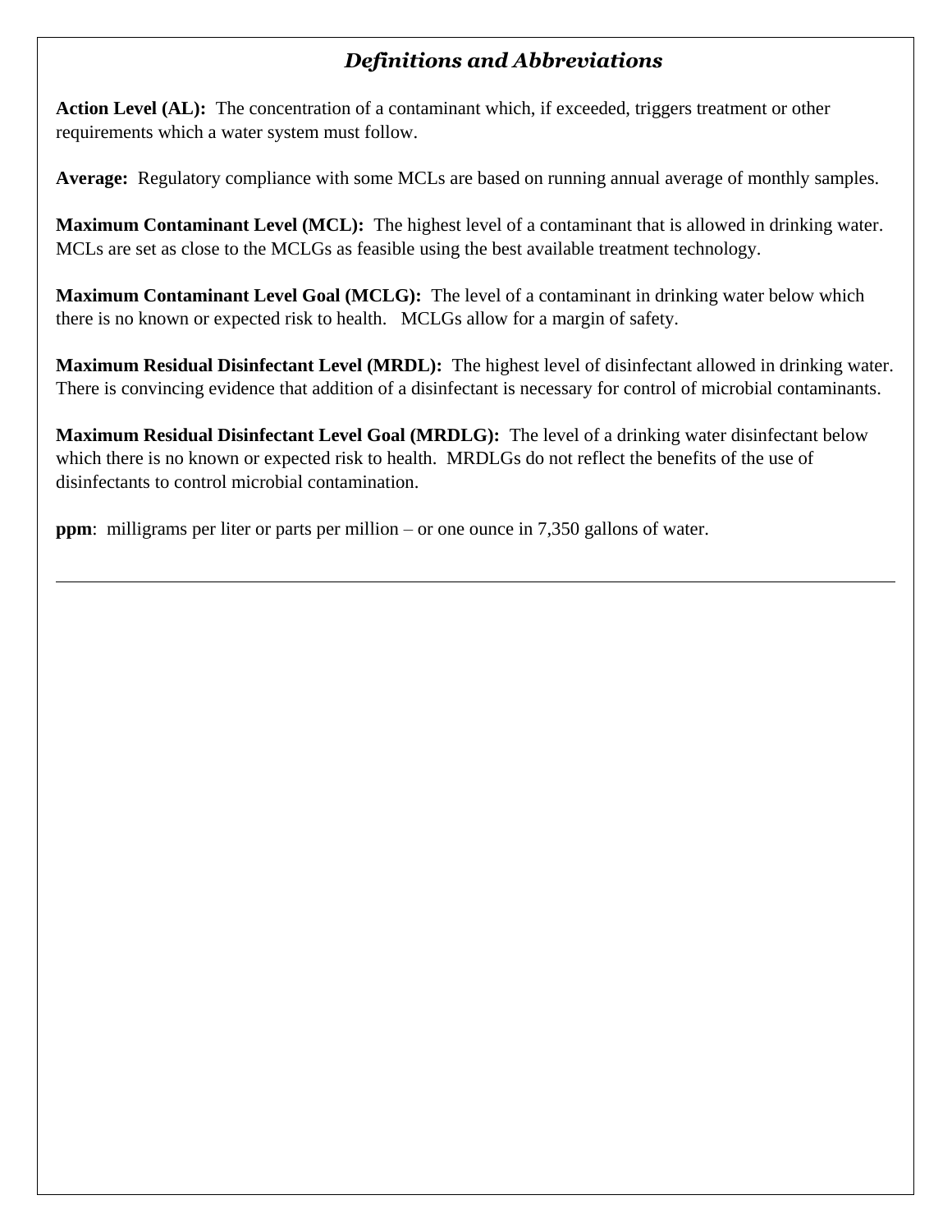## *Definitions and Abbreviations*

**Action Level (AL):** The concentration of a contaminant which, if exceeded, triggers treatment or other requirements which a water system must follow.

**Average:** Regulatory compliance with some MCLs are based on running annual average of monthly samples.

**Maximum Contaminant Level (MCL):** The highest level of a contaminant that is allowed in drinking water. MCLs are set as close to the MCLGs as feasible using the best available treatment technology.

**Maximum Contaminant Level Goal (MCLG):** The level of a contaminant in drinking water below which there is no known or expected risk to health. MCLGs allow for a margin of safety.

**Maximum Residual Disinfectant Level (MRDL):** The highest level of disinfectant allowed in drinking water. There is convincing evidence that addition of a disinfectant is necessary for control of microbial contaminants.

**Maximum Residual Disinfectant Level Goal (MRDLG):** The level of a drinking water disinfectant below which there is no known or expected risk to health. MRDLGs do not reflect the benefits of the use of disinfectants to control microbial contamination.

**ppm**: milligrams per liter or parts per million – or one ounce in 7,350 gallons of water.

---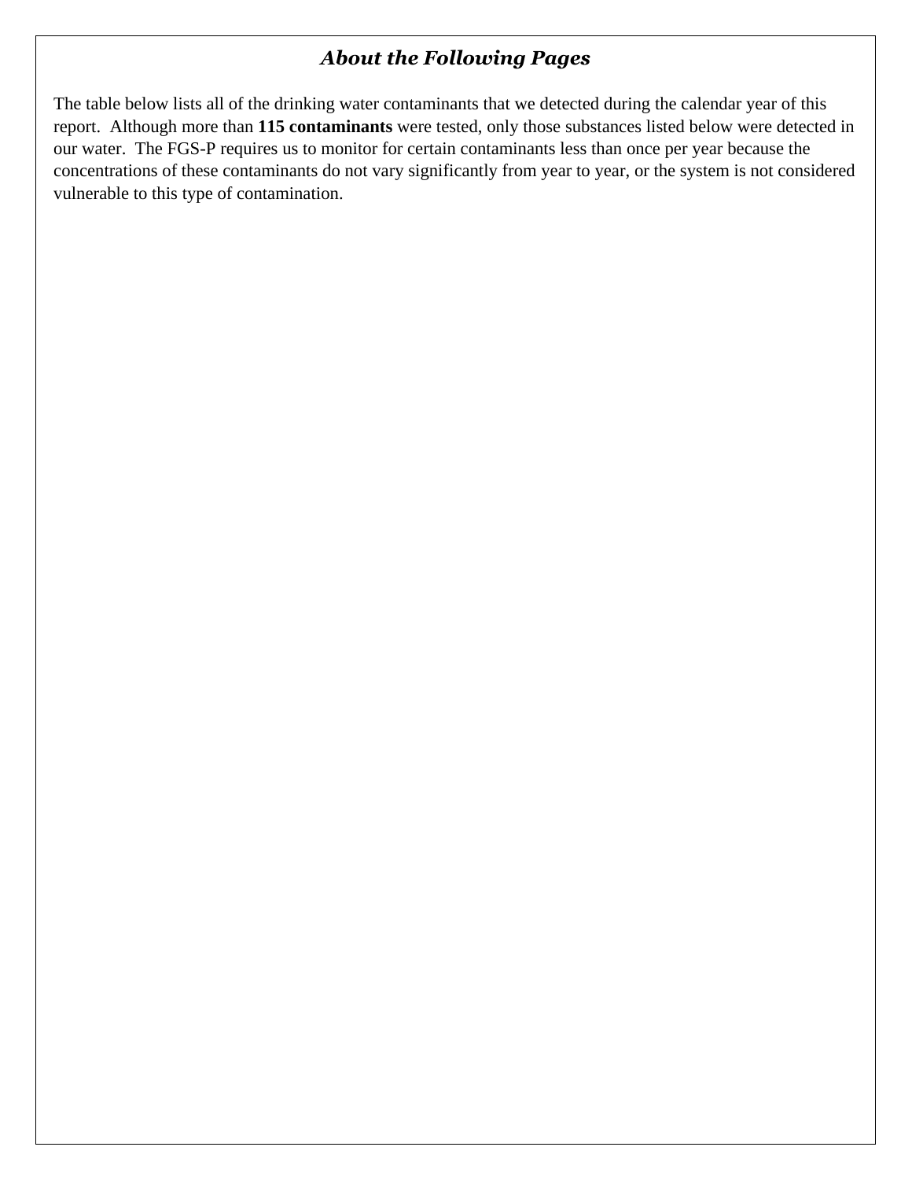## *About the Following Pages*

The table below lists all of the drinking water contaminants that we detected during the calendar year of this report. Although more than **115 contaminants** were tested, only those substances listed below were detected in our water. The FGS-P requires us to monitor for certain contaminants less than once per year because the concentrations of these contaminants do not vary significantly from year to year, or the system is not considered vulnerable to this type of contamination.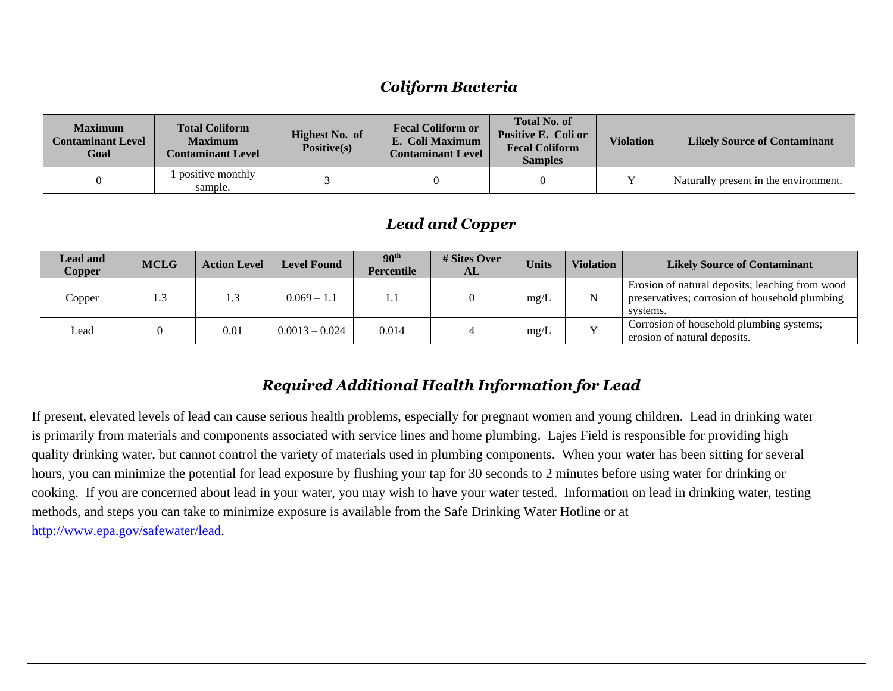## *Coliform Bacteria*

| Maximum Contaminant Level Goal | Total Coliform Maximum Contaminant Level | Highest No. of Positive(s) | Fecal Coliform or E. Coli Maximum Contaminant Level | Total No. of Positive E. Coli or Fecal Coliform Samples | Violation | Likely Source of Contaminant |
|---|---|---|---|---|---|---|
| 0 | 1 positive monthly sample. | 3 | 0 | 0 | Y | Naturally present in the environment. |

## *Lead and Copper*

| Lead and Copper | MCLG | Action Level | Level Found | 90th Percentile | # Sites Over AL | Units | Violation | Likely Source of Contaminant |
|---|---|---|---|---|---|---|---|---|
| Copper | 1.3 | 1.3 | 0.069 – 1.1 | 1.1 | 0 | mg/L | N | Erosion of natural deposits; leaching from wood preservatives; corrosion of household plumbing systems. |
| Lead | 0 | 0.01 | 0.0013 – 0.024 | 0.014 | 4 | mg/L | Y | Corrosion of household plumbing systems; erosion of natural deposits. |

## *Required Additional Health Information for Lead*

If present, elevated levels of lead can cause serious health problems, especially for pregnant women and young children. Lead in drinking water is primarily from materials and components associated with service lines and home plumbing. Lajes Field is responsible for providing high quality drinking water, but cannot control the variety of materials used in plumbing components. When your water has been sitting for several hours, you can minimize the potential for lead exposure by flushing your tap for 30 seconds to 2 minutes before using water for drinking or cooking. If you are concerned about lead in your water, you may wish to have your water tested. Information on lead in drinking water, testing methods, and steps you can take to minimize exposure is available from the Safe Drinking Water Hotline or at [http://www.epa.gov/safewater/lead](http://www.epa.gov/safewater/lead).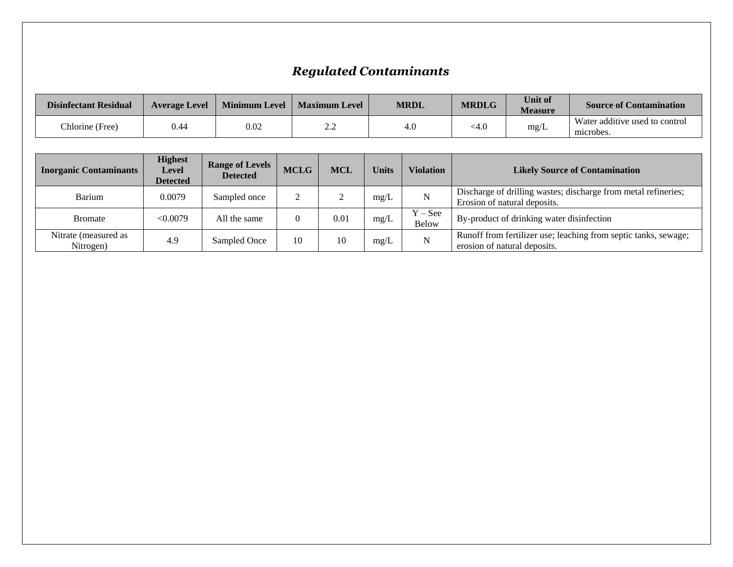## *Regulated Contaminants*

| Disinfectant Residual | Average Level | Minimum Level | Maximum Level | MRDL | MRDLG | Unit of Measure | Source of Contamination |
|---|---|---|---|---|---|---|---|
| Chlorine (Free) | 0.44 | 0.02 | 2.2 | 4.0 | <4.0 | mg/L | Water additive used to control microbes. |

| Inorganic Contaminants | Highest Level Detected | Range of Levels Detected | MCLG | MCL | Units | Violation | Likely Source of Contamination |
|---|---|---|---|---|---|---|---|
| Barium | 0.0079 | Sampled once | 2 | 2 | mg/L | N | Discharge of drilling wastes; discharge from metal refineries; Erosion of natural deposits. |
| Bromate | <0.0079 | All the same | 0 | 0.01 | mg/L | Y – See Below | By-product of drinking water disinfection |
| Nitrate (measured as Nitrogen) | 4.9 | Sampled Once | 10 | 10 | mg/L | N | Runoff from fertilizer use; leaching from septic tanks, sewage; erosion of natural deposits. |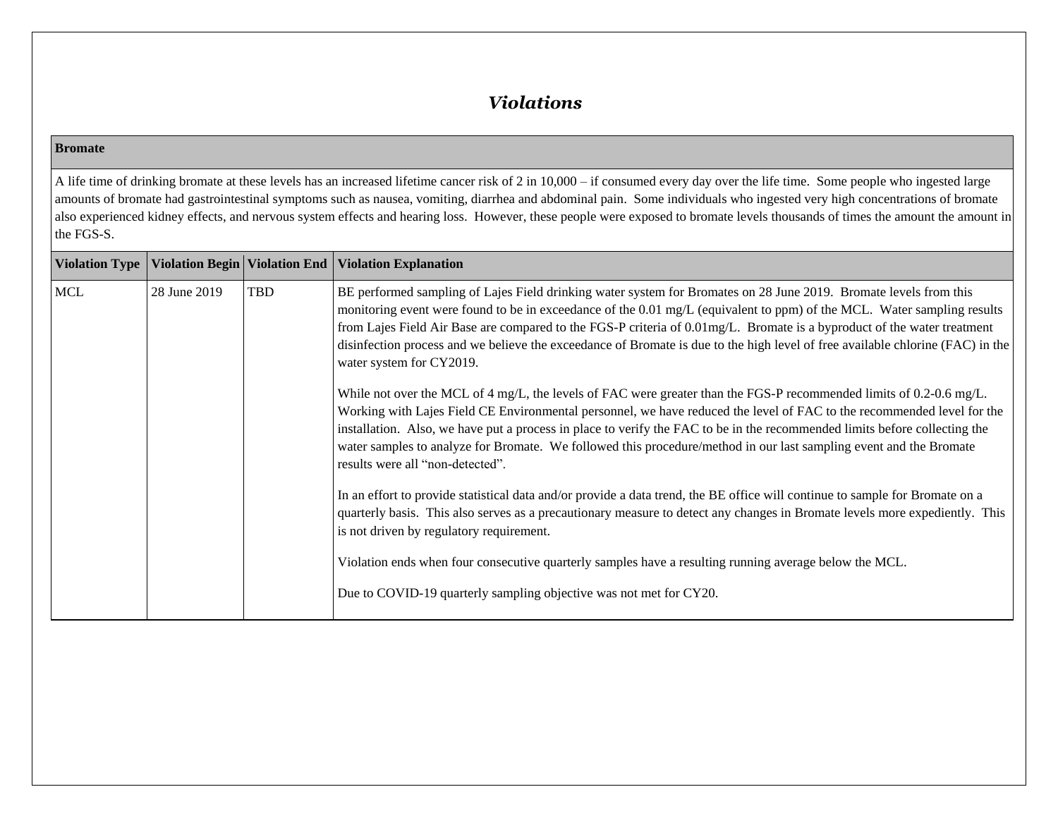# *Violations*

**Bromate**

A life time of drinking bromate at these levels has an increased lifetime cancer risk of 2 in 10,000 – if consumed every day over the life time. Some people who ingested large amounts of bromate had gastrointestinal symptoms such as nausea, vomiting, diarrhea and abdominal pain. Some individuals who ingested very high concentrations of bromate also experienced kidney effects, and nervous system effects and hearing loss. However, these people were exposed to bromate levels thousands of times the amount the amount in the FGS-S.

| Violation Type | Violation Begin | Violation End | Violation Explanation |
|---|---|---|---|
| MCL | 28 June 2019 | TBD | BE performed sampling of Lajes Field drinking water system for Bromates on 28 June 2019. Bromate levels from this monitoring event were found to be in exceedance of the 0.01 mg/L (equivalent to ppm) of the MCL. Water sampling results from Lajes Field Air Base are compared to the FGS-P criteria of 0.01mg/L. Bromate is a byproduct of the water treatment disinfection process and we believe the exceedance of Bromate is due to the high level of free available chlorine (FAC) in the water system for CY2019.<br><br>While not over the MCL of 4 mg/L, the levels of FAC were greater than the FGS-P recommended limits of 0.2-0.6 mg/L. Working with Lajes Field CE Environmental personnel, we have reduced the level of FAC to the recommended level for the installation. Also, we have put a process in place to verify the FAC to be in the recommended limits before collecting the water samples to analyze for Bromate. We followed this procedure/method in our last sampling event and the Bromate results were all "non-detected".<br><br>In an effort to provide statistical data and/or provide a data trend, the BE office will continue to sample for Bromate on a quarterly basis. This also serves as a precautionary measure to detect any changes in Bromate levels more expediently. This is not driven by regulatory requirement.<br><br>Violation ends when four consecutive quarterly samples have a resulting running average below the MCL.<br><br>Due to COVID-19 quarterly sampling objective was not met for CY20. |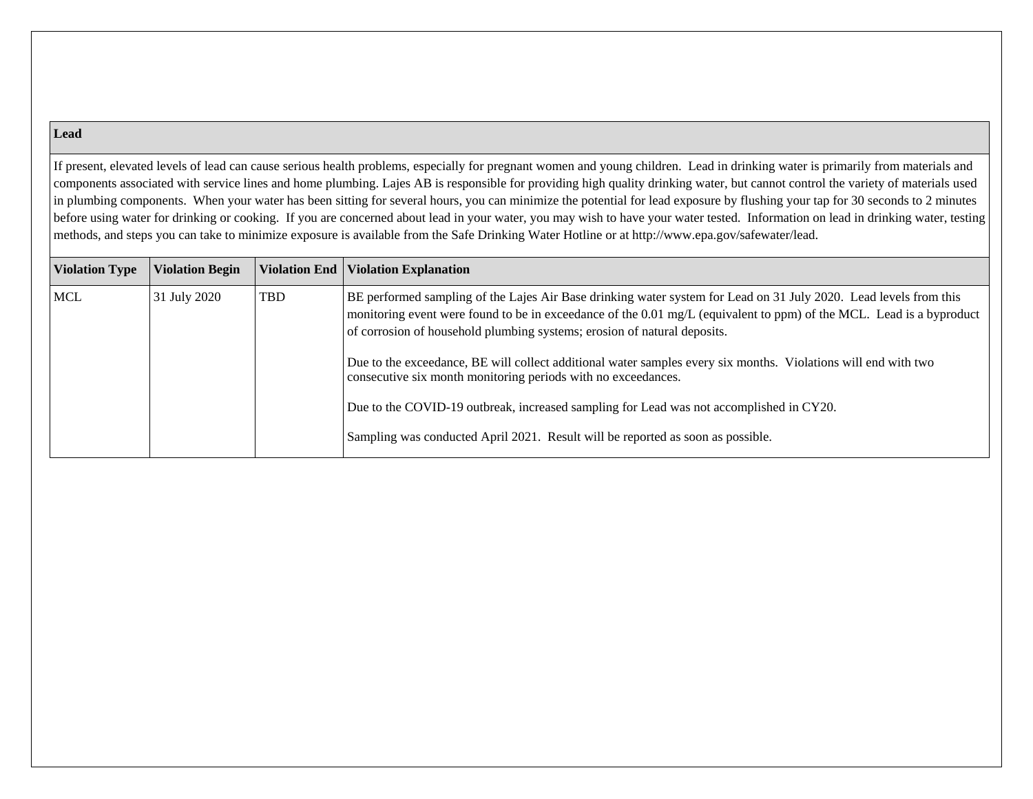**Lead**

If present, elevated levels of lead can cause serious health problems, especially for pregnant women and young children. Lead in drinking water is primarily from materials and components associated with service lines and home plumbing. Lajes AB is responsible for providing high quality drinking water, but cannot control the variety of materials used in plumbing components. When your water has been sitting for several hours, you can minimize the potential for lead exposure by flushing your tap for 30 seconds to 2 minutes before using water for drinking or cooking. If you are concerned about lead in your water, you may wish to have your water tested. Information on lead in drinking water, testing methods, and steps you can take to minimize exposure is available from the Safe Drinking Water Hotline or at http://www.epa.gov/safewater/lead.

| Violation Type | Violation Begin | Violation End | Violation Explanation |
|---|---|---|---|
| MCL | 31 July 2020 | TBD | BE performed sampling of the Lajes Air Base drinking water system for Lead on 31 July 2020. Lead levels from this monitoring event were found to be in exceedance of the 0.01 mg/L (equivalent to ppm) of the MCL. Lead is a byproduct of corrosion of household plumbing systems; erosion of natural deposits.<br><br>Due to the exceedance, BE will collect additional water samples every six months. Violations will end with two consecutive six month monitoring periods with no exceedances.<br><br>Due to the COVID-19 outbreak, increased sampling for Lead was not accomplished in CY20.<br><br>Sampling was conducted April 2021. Result will be reported as soon as possible. |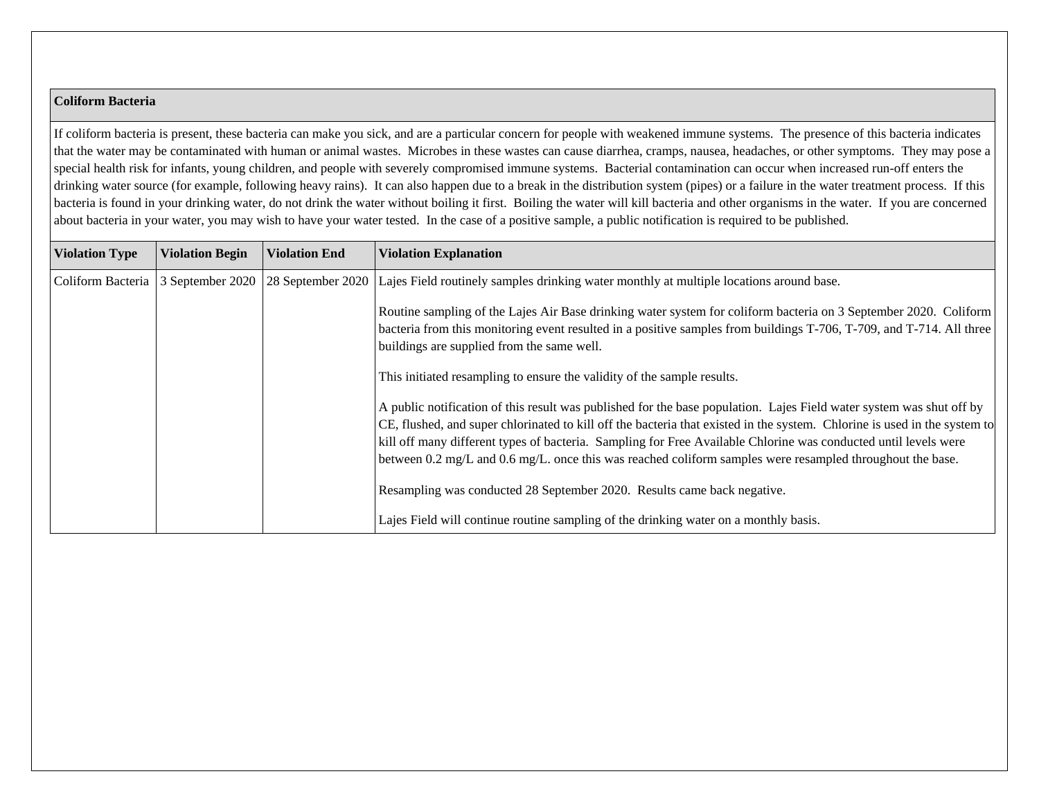**Coliform Bacteria**

If coliform bacteria is present, these bacteria can make you sick, and are a particular concern for people with weakened immune systems. The presence of this bacteria indicates that the water may be contaminated with human or animal wastes. Microbes in these wastes can cause diarrhea, cramps, nausea, headaches, or other symptoms. They may pose a special health risk for infants, young children, and people with severely compromised immune systems. Bacterial contamination can occur when increased run-off enters the drinking water source (for example, following heavy rains). It can also happen due to a break in the distribution system (pipes) or a failure in the water treatment process. If this bacteria is found in your drinking water, do not drink the water without boiling it first. Boiling the water will kill bacteria and other organisms in the water. If you are concerned about bacteria in your water, you may wish to have your water tested. In the case of a positive sample, a public notification is required to be published.

| Violation Type | Violation Begin | Violation End | Violation Explanation |
|---|---|---|---|
| Coliform Bacteria | 3 September 2020 | 28 September 2020 | Lajes Field routinely samples drinking water monthly at multiple locations around base.<br><br>Routine sampling of the Lajes Air Base drinking water system for coliform bacteria on 3 September 2020. Coliform bacteria from this monitoring event resulted in a positive samples from buildings T-706, T-709, and T-714. All three buildings are supplied from the same well.<br><br>This initiated resampling to ensure the validity of the sample results.<br><br>A public notification of this result was published for the base population. Lajes Field water system was shut off by CE, flushed, and super chlorinated to kill off the bacteria that existed in the system. Chlorine is used in the system to kill off many different types of bacteria. Sampling for Free Available Chlorine was conducted until levels were between 0.2 mg/L and 0.6 mg/L. once this was reached coliform samples were resampled throughout the base.<br><br>Resampling was conducted 28 September 2020. Results came back negative.<br><br>Lajes Field will continue routine sampling of the drinking water on a monthly basis. |